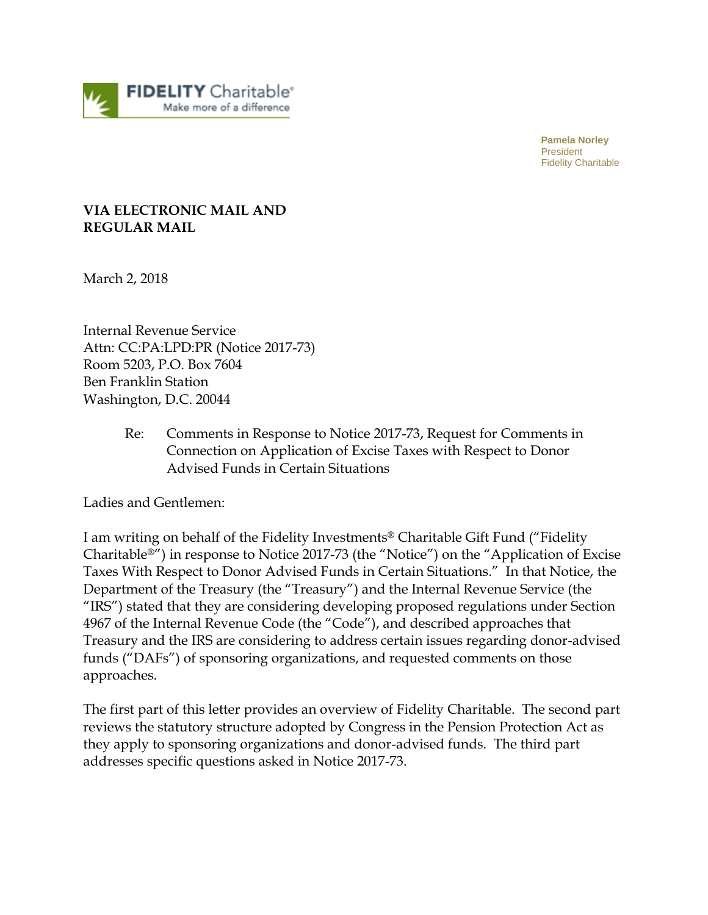FIDELITY Charitable®
Make more of a difference

**Pamela Norley**
President
Fidelity Charitable

**VIA ELECTRONIC MAIL AND REGULAR MAIL**

March 2, 2018

Internal Revenue Service
Attn: CC:PA:LPD:PR (Notice 2017-73)
Room 5203, P.O. Box 7604
Ben Franklin Station
Washington, D.C. 20044

Re: Comments in Response to Notice 2017-73, Request for Comments in Connection on Application of Excise Taxes with Respect to Donor Advised Funds in Certain Situations

Ladies and Gentlemen:

I am writing on behalf of the Fidelity Investments® Charitable Gift Fund ("Fidelity Charitable®") in response to Notice 2017-73 (the "Notice") on the "Application of Excise Taxes With Respect to Donor Advised Funds in Certain Situations." In that Notice, the Department of the Treasury (the "Treasury") and the Internal Revenue Service (the "IRS") stated that they are considering developing proposed regulations under Section 4967 of the Internal Revenue Code (the "Code"), and described approaches that Treasury and the IRS are considering to address certain issues regarding donor-advised funds ("DAFs") of sponsoring organizations, and requested comments on those approaches.

The first part of this letter provides an overview of Fidelity Charitable. The second part reviews the statutory structure adopted by Congress in the Pension Protection Act as they apply to sponsoring organizations and donor-advised funds. The third part addresses specific questions asked in Notice 2017-73.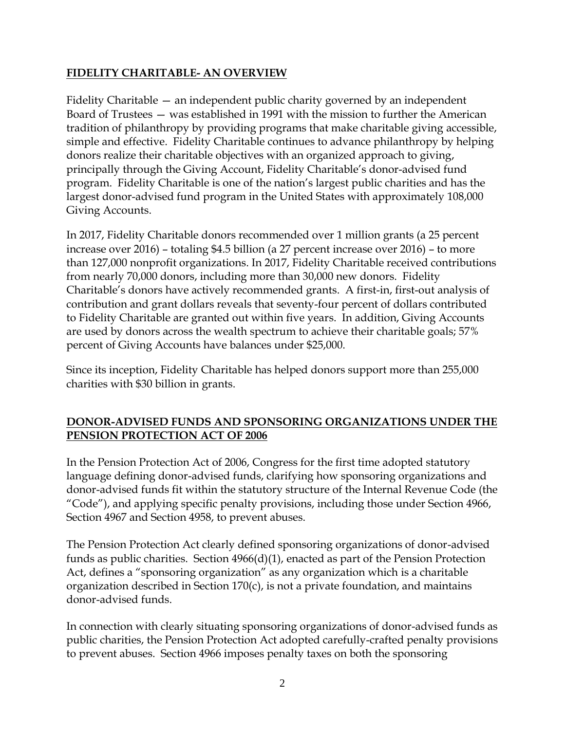## **FIDELITY CHARITABLE- AN OVERVIEW**

Fidelity Charitable — an independent public charity governed by an independent Board of Trustees — was established in 1991 with the mission to further the American tradition of philanthropy by providing programs that make charitable giving accessible, simple and effective. Fidelity Charitable continues to advance philanthropy by helping donors realize their charitable objectives with an organized approach to giving, principally through the Giving Account, Fidelity Charitable's donor-advised fund program. Fidelity Charitable is one of the nation's largest public charities and has the largest donor-advised fund program in the United States with approximately 108,000 Giving Accounts.

In 2017, Fidelity Charitable donors recommended over 1 million grants (a 25 percent increase over 2016) – totaling $4.5 billion (a 27 percent increase over 2016) – to more than 127,000 nonprofit organizations. In 2017, Fidelity Charitable received contributions from nearly 70,000 donors, including more than 30,000 new donors. Fidelity Charitable's donors have actively recommended grants. A first-in, first-out analysis of contribution and grant dollars reveals that seventy-four percent of dollars contributed to Fidelity Charitable are granted out within five years. In addition, Giving Accounts are used by donors across the wealth spectrum to achieve their charitable goals; 57% percent of Giving Accounts have balances under $25,000.

Since its inception, Fidelity Charitable has helped donors support more than 255,000 charities with $30 billion in grants.

## **DONOR-ADVISED FUNDS AND SPONSORING ORGANIZATIONS UNDER THE PENSION PROTECTION ACT OF 2006**

In the Pension Protection Act of 2006, Congress for the first time adopted statutory language defining donor-advised funds, clarifying how sponsoring organizations and donor-advised funds fit within the statutory structure of the Internal Revenue Code (the "Code"), and applying specific penalty provisions, including those under Section 4966, Section 4967 and Section 4958, to prevent abuses.

The Pension Protection Act clearly defined sponsoring organizations of donor-advised funds as public charities. Section 4966(d)(1), enacted as part of the Pension Protection Act, defines a "sponsoring organization" as any organization which is a charitable organization described in Section 170(c), is not a private foundation, and maintains donor-advised funds.

In connection with clearly situating sponsoring organizations of donor-advised funds as public charities, the Pension Protection Act adopted carefully-crafted penalty provisions to prevent abuses. Section 4966 imposes penalty taxes on both the sponsoring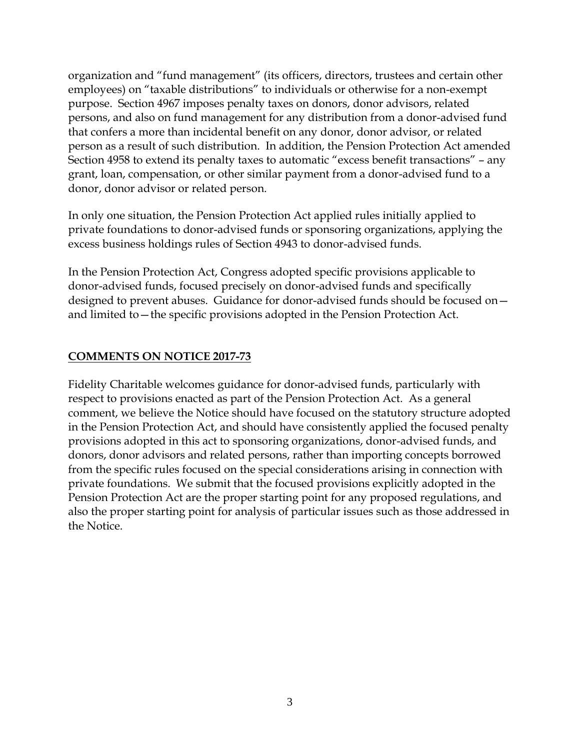organization and "fund management" (its officers, directors, trustees and certain other employees) on "taxable distributions" to individuals or otherwise for a non-exempt purpose. Section 4967 imposes penalty taxes on donors, donor advisors, related persons, and also on fund management for any distribution from a donor-advised fund that confers a more than incidental benefit on any donor, donor advisor, or related person as a result of such distribution. In addition, the Pension Protection Act amended Section 4958 to extend its penalty taxes to automatic "excess benefit transactions" – any grant, loan, compensation, or other similar payment from a donor-advised fund to a donor, donor advisor or related person.

In only one situation, the Pension Protection Act applied rules initially applied to private foundations to donor-advised funds or sponsoring organizations, applying the excess business holdings rules of Section 4943 to donor-advised funds.

In the Pension Protection Act, Congress adopted specific provisions applicable to donor-advised funds, focused precisely on donor-advised funds and specifically designed to prevent abuses. Guidance for donor-advised funds should be focused on—and limited to—the specific provisions adopted in the Pension Protection Act.

## COMMENTS ON NOTICE 2017-73

Fidelity Charitable welcomes guidance for donor-advised funds, particularly with respect to provisions enacted as part of the Pension Protection Act. As a general comment, we believe the Notice should have focused on the statutory structure adopted in the Pension Protection Act, and should have consistently applied the focused penalty provisions adopted in this act to sponsoring organizations, donor-advised funds, and donors, donor advisors and related persons, rather than importing concepts borrowed from the specific rules focused on the special considerations arising in connection with private foundations. We submit that the focused provisions explicitly adopted in the Pension Protection Act are the proper starting point for any proposed regulations, and also the proper starting point for analysis of particular issues such as those addressed in the Notice.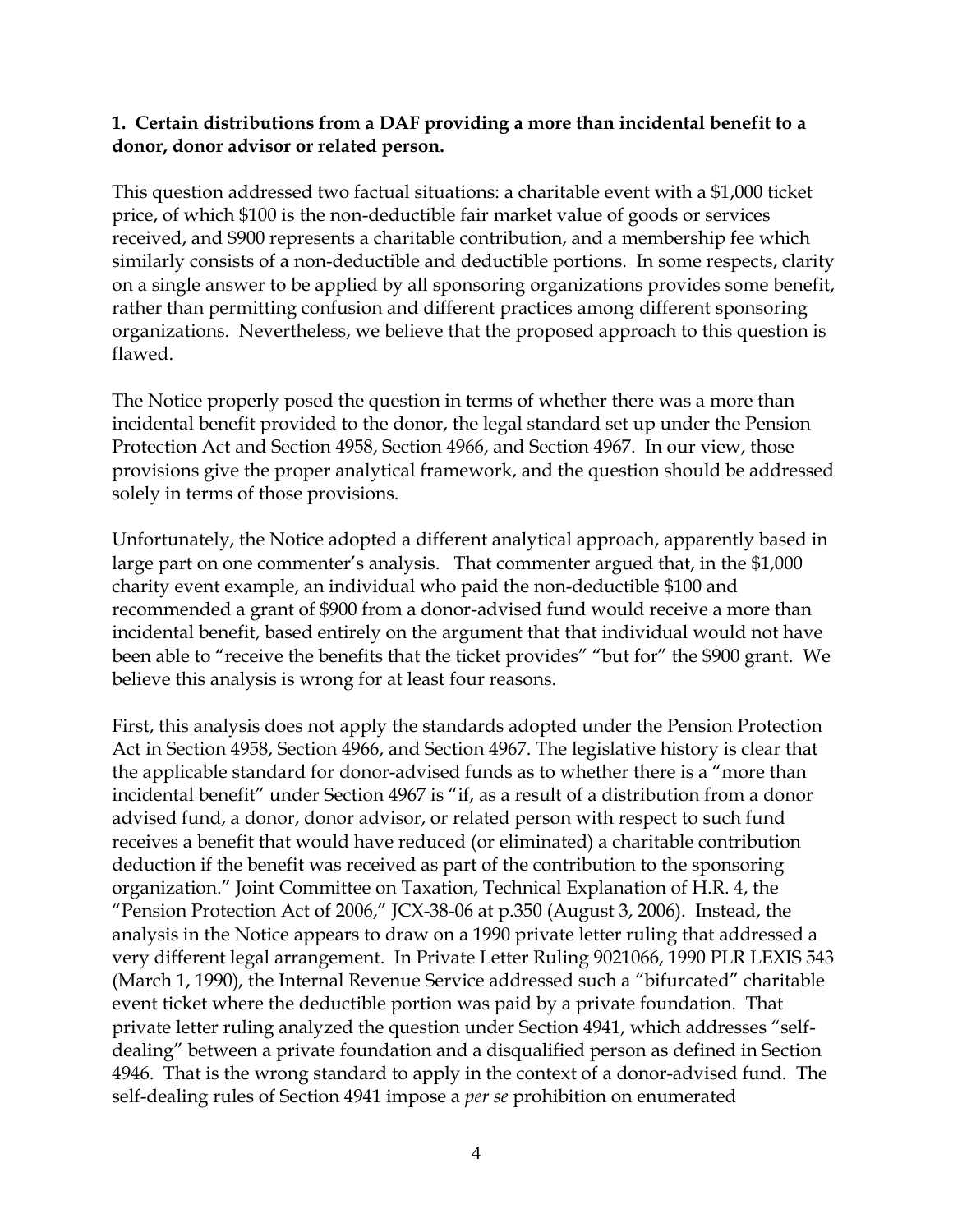**1. Certain distributions from a DAF providing a more than incidental benefit to a donor, donor advisor or related person.**

This question addressed two factual situations: a charitable event with a $1,000 ticket price, of which $100 is the non-deductible fair market value of goods or services received, and $900 represents a charitable contribution, and a membership fee which similarly consists of a non-deductible and deductible portions. In some respects, clarity on a single answer to be applied by all sponsoring organizations provides some benefit, rather than permitting confusion and different practices among different sponsoring organizations. Nevertheless, we believe that the proposed approach to this question is flawed.

The Notice properly posed the question in terms of whether there was a more than incidental benefit provided to the donor, the legal standard set up under the Pension Protection Act and Section 4958, Section 4966, and Section 4967. In our view, those provisions give the proper analytical framework, and the question should be addressed solely in terms of those provisions.

Unfortunately, the Notice adopted a different analytical approach, apparently based in large part on one commenter's analysis. That commenter argued that, in the $1,000 charity event example, an individual who paid the non-deductible $100 and recommended a grant of $900 from a donor-advised fund would receive a more than incidental benefit, based entirely on the argument that that individual would not have been able to "receive the benefits that the ticket provides" "but for" the $900 grant. We believe this analysis is wrong for at least four reasons.

First, this analysis does not apply the standards adopted under the Pension Protection Act in Section 4958, Section 4966, and Section 4967. The legislative history is clear that the applicable standard for donor-advised funds as to whether there is a "more than incidental benefit" under Section 4967 is "if, as a result of a distribution from a donor advised fund, a donor, donor advisor, or related person with respect to such fund receives a benefit that would have reduced (or eliminated) a charitable contribution deduction if the benefit was received as part of the contribution to the sponsoring organization." Joint Committee on Taxation, Technical Explanation of H.R. 4, the "Pension Protection Act of 2006," JCX-38-06 at p.350 (August 3, 2006). Instead, the analysis in the Notice appears to draw on a 1990 private letter ruling that addressed a very different legal arrangement. In Private Letter Ruling 9021066, 1990 PLR LEXIS 543 (March 1, 1990), the Internal Revenue Service addressed such a "bifurcated" charitable event ticket where the deductible portion was paid by a private foundation. That private letter ruling analyzed the question under Section 4941, which addresses "self-dealing" between a private foundation and a disqualified person as defined in Section 4946. That is the wrong standard to apply in the context of a donor-advised fund. The self-dealing rules of Section 4941 impose a *per se* prohibition on enumerated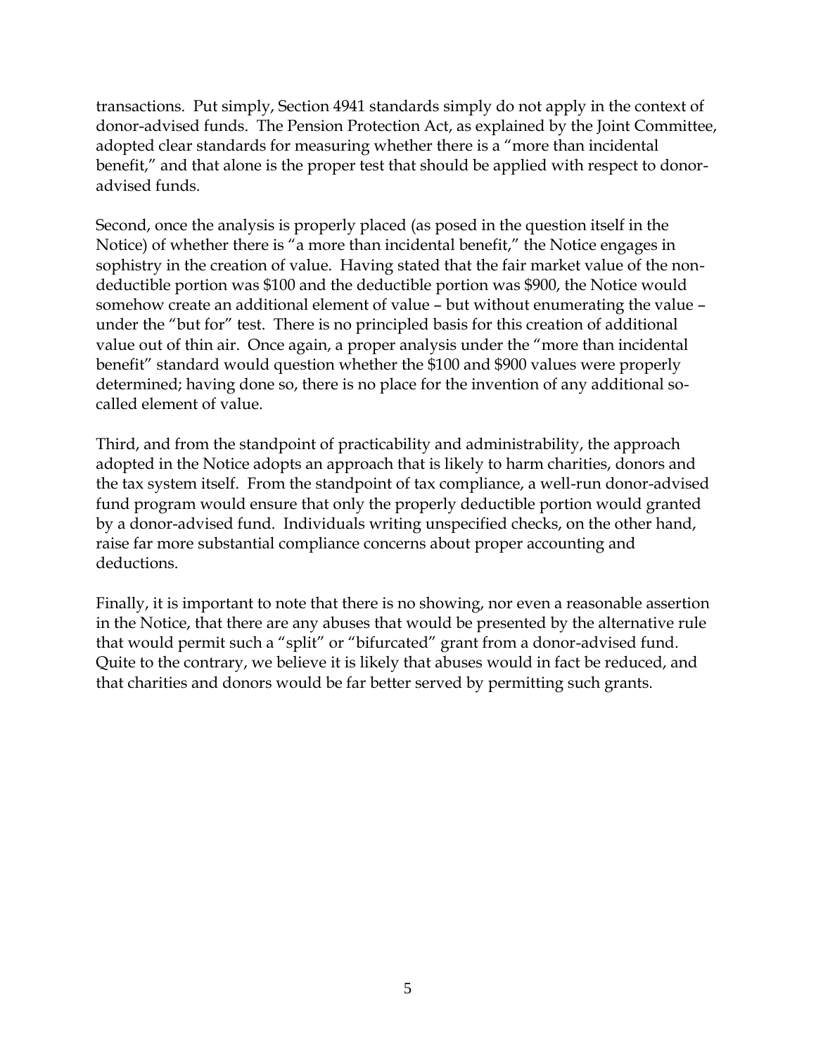transactions. Put simply, Section 4941 standards simply do not apply in the context of donor-advised funds. The Pension Protection Act, as explained by the Joint Committee, adopted clear standards for measuring whether there is a "more than incidental benefit," and that alone is the proper test that should be applied with respect to donor-advised funds.

Second, once the analysis is properly placed (as posed in the question itself in the Notice) of whether there is "a more than incidental benefit," the Notice engages in sophistry in the creation of value. Having stated that the fair market value of the non-deductible portion was $100 and the deductible portion was $900, the Notice would somehow create an additional element of value – but without enumerating the value – under the "but for" test. There is no principled basis for this creation of additional value out of thin air. Once again, a proper analysis under the "more than incidental benefit" standard would question whether the $100 and $900 values were properly determined; having done so, there is no place for the invention of any additional so-called element of value.

Third, and from the standpoint of practicability and administrability, the approach adopted in the Notice adopts an approach that is likely to harm charities, donors and the tax system itself. From the standpoint of tax compliance, a well-run donor-advised fund program would ensure that only the properly deductible portion would granted by a donor-advised fund. Individuals writing unspecified checks, on the other hand, raise far more substantial compliance concerns about proper accounting and deductions.

Finally, it is important to note that there is no showing, nor even a reasonable assertion in the Notice, that there are any abuses that would be presented by the alternative rule that would permit such a "split" or "bifurcated" grant from a donor-advised fund. Quite to the contrary, we believe it is likely that abuses would in fact be reduced, and that charities and donors would be far better served by permitting such grants.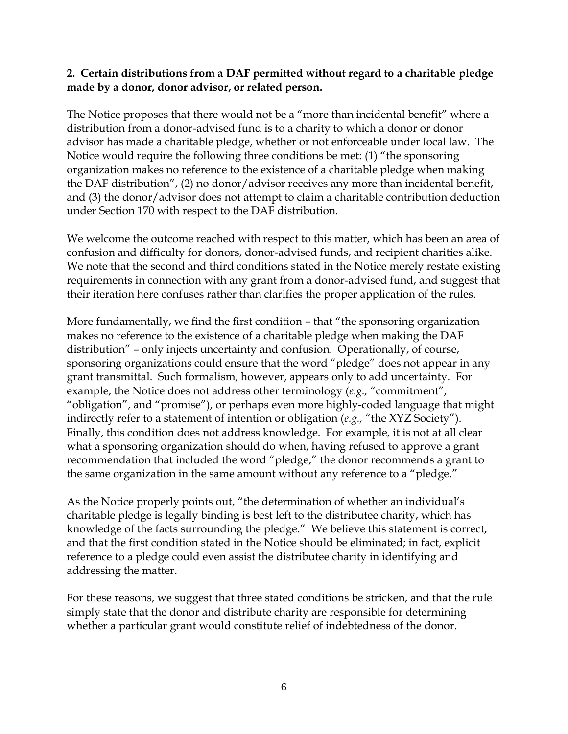**2. Certain distributions from a DAF permitted without regard to a charitable pledge made by a donor, donor advisor, or related person.**

The Notice proposes that there would not be a "more than incidental benefit" where a distribution from a donor-advised fund is to a charity to which a donor or donor advisor has made a charitable pledge, whether or not enforceable under local law. The Notice would require the following three conditions be met: (1) "the sponsoring organization makes no reference to the existence of a charitable pledge when making the DAF distribution", (2) no donor/advisor receives any more than incidental benefit, and (3) the donor/advisor does not attempt to claim a charitable contribution deduction under Section 170 with respect to the DAF distribution.

We welcome the outcome reached with respect to this matter, which has been an area of confusion and difficulty for donors, donor-advised funds, and recipient charities alike. We note that the second and third conditions stated in the Notice merely restate existing requirements in connection with any grant from a donor-advised fund, and suggest that their iteration here confuses rather than clarifies the proper application of the rules.

More fundamentally, we find the first condition – that "the sponsoring organization makes no reference to the existence of a charitable pledge when making the DAF distribution" – only injects uncertainty and confusion. Operationally, of course, sponsoring organizations could ensure that the word "pledge" does not appear in any grant transmittal. Such formalism, however, appears only to add uncertainty. For example, the Notice does not address other terminology (*e.g.,* "commitment", "obligation", and "promise"), or perhaps even more highly-coded language that might indirectly refer to a statement of intention or obligation (*e.g.,* "the XYZ Society"). Finally, this condition does not address knowledge. For example, it is not at all clear what a sponsoring organization should do when, having refused to approve a grant recommendation that included the word "pledge," the donor recommends a grant to the same organization in the same amount without any reference to a "pledge."

As the Notice properly points out, "the determination of whether an individual's charitable pledge is legally binding is best left to the distributee charity, which has knowledge of the facts surrounding the pledge." We believe this statement is correct, and that the first condition stated in the Notice should be eliminated; in fact, explicit reference to a pledge could even assist the distributee charity in identifying and addressing the matter.

For these reasons, we suggest that three stated conditions be stricken, and that the rule simply state that the donor and distribute charity are responsible for determining whether a particular grant would constitute relief of indebtedness of the donor.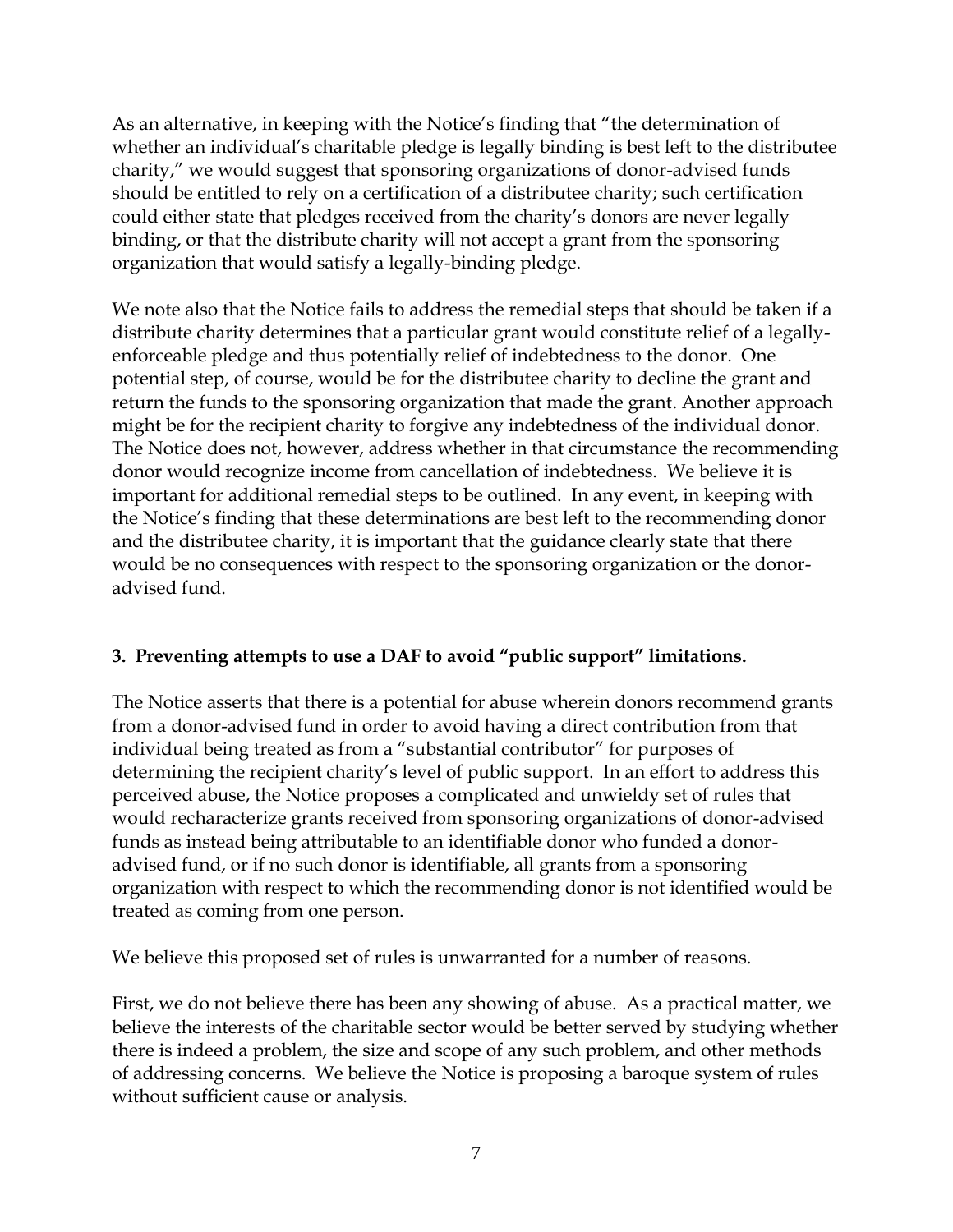As an alternative, in keeping with the Notice's finding that "the determination of whether an individual's charitable pledge is legally binding is best left to the distributee charity," we would suggest that sponsoring organizations of donor-advised funds should be entitled to rely on a certification of a distributee charity; such certification could either state that pledges received from the charity's donors are never legally binding, or that the distribute charity will not accept a grant from the sponsoring organization that would satisfy a legally-binding pledge.

We note also that the Notice fails to address the remedial steps that should be taken if a distribute charity determines that a particular grant would constitute relief of a legally-enforceable pledge and thus potentially relief of indebtedness to the donor. One potential step, of course, would be for the distributee charity to decline the grant and return the funds to the sponsoring organization that made the grant. Another approach might be for the recipient charity to forgive any indebtedness of the individual donor. The Notice does not, however, address whether in that circumstance the recommending donor would recognize income from cancellation of indebtedness. We believe it is important for additional remedial steps to be outlined. In any event, in keeping with the Notice's finding that these determinations are best left to the recommending donor and the distributee charity, it is important that the guidance clearly state that there would be no consequences with respect to the sponsoring organization or the donor-advised fund.

### 3. Preventing attempts to use a DAF to avoid "public support" limitations.

The Notice asserts that there is a potential for abuse wherein donors recommend grants from a donor-advised fund in order to avoid having a direct contribution from that individual being treated as from a "substantial contributor" for purposes of determining the recipient charity's level of public support. In an effort to address this perceived abuse, the Notice proposes a complicated and unwieldy set of rules that would recharacterize grants received from sponsoring organizations of donor-advised funds as instead being attributable to an identifiable donor who funded a donor-advised fund, or if no such donor is identifiable, all grants from a sponsoring organization with respect to which the recommending donor is not identified would be treated as coming from one person.

We believe this proposed set of rules is unwarranted for a number of reasons.

First, we do not believe there has been any showing of abuse. As a practical matter, we believe the interests of the charitable sector would be better served by studying whether there is indeed a problem, the size and scope of any such problem, and other methods of addressing concerns. We believe the Notice is proposing a baroque system of rules without sufficient cause or analysis.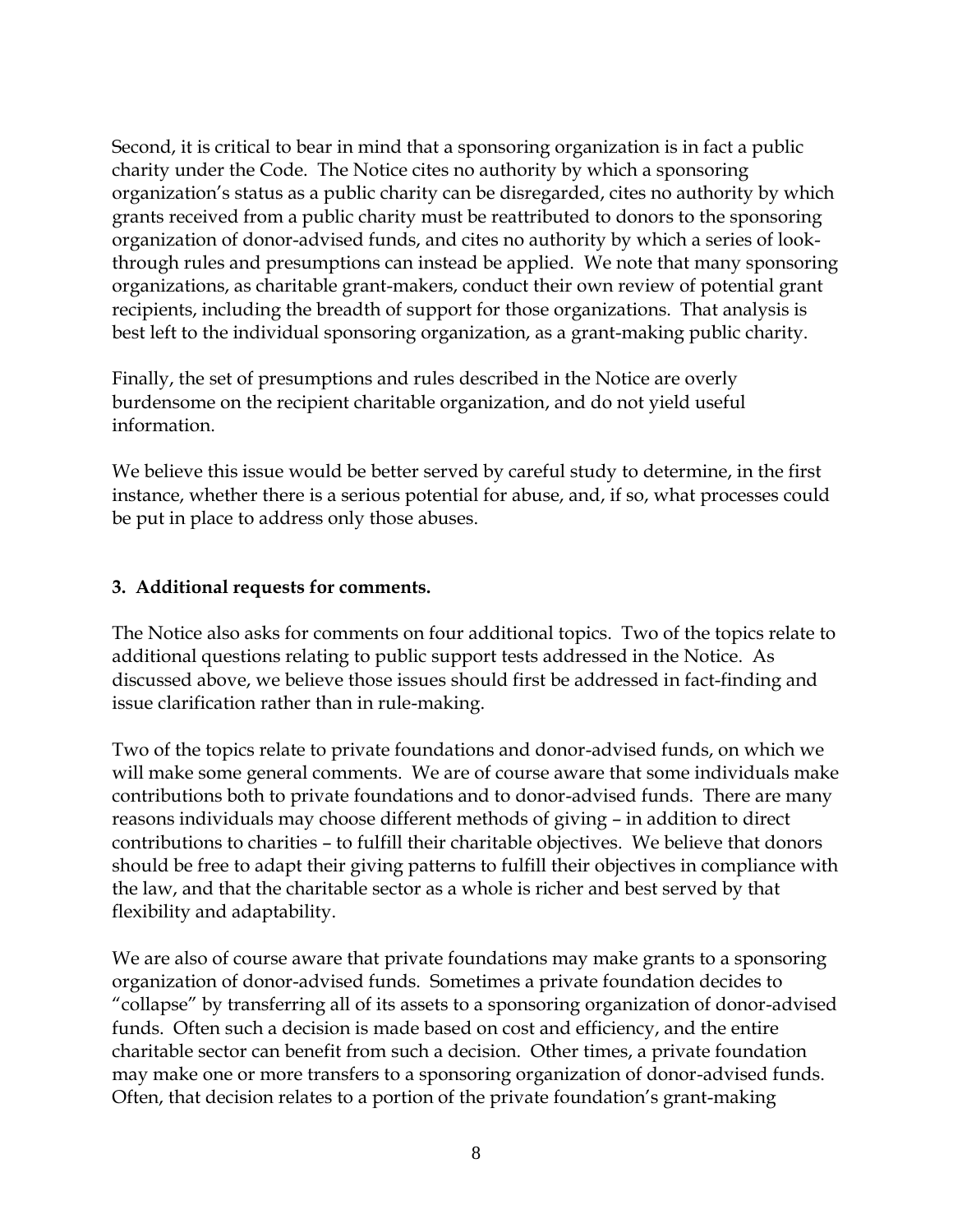Second, it is critical to bear in mind that a sponsoring organization is in fact a public charity under the Code. The Notice cites no authority by which a sponsoring organization's status as a public charity can be disregarded, cites no authority by which grants received from a public charity must be reattributed to donors to the sponsoring organization of donor-advised funds, and cites no authority by which a series of look-through rules and presumptions can instead be applied. We note that many sponsoring organizations, as charitable grant-makers, conduct their own review of potential grant recipients, including the breadth of support for those organizations. That analysis is best left to the individual sponsoring organization, as a grant-making public charity.

Finally, the set of presumptions and rules described in the Notice are overly burdensome on the recipient charitable organization, and do not yield useful information.

We believe this issue would be better served by careful study to determine, in the first instance, whether there is a serious potential for abuse, and, if so, what processes could be put in place to address only those abuses.

### 3. Additional requests for comments.

The Notice also asks for comments on four additional topics. Two of the topics relate to additional questions relating to public support tests addressed in the Notice. As discussed above, we believe those issues should first be addressed in fact-finding and issue clarification rather than in rule-making.

Two of the topics relate to private foundations and donor-advised funds, on which we will make some general comments. We are of course aware that some individuals make contributions both to private foundations and to donor-advised funds. There are many reasons individuals may choose different methods of giving – in addition to direct contributions to charities – to fulfill their charitable objectives. We believe that donors should be free to adapt their giving patterns to fulfill their objectives in compliance with the law, and that the charitable sector as a whole is richer and best served by that flexibility and adaptability.

We are also of course aware that private foundations may make grants to a sponsoring organization of donor-advised funds. Sometimes a private foundation decides to "collapse" by transferring all of its assets to a sponsoring organization of donor-advised funds. Often such a decision is made based on cost and efficiency, and the entire charitable sector can benefit from such a decision. Other times, a private foundation may make one or more transfers to a sponsoring organization of donor-advised funds. Often, that decision relates to a portion of the private foundation's grant-making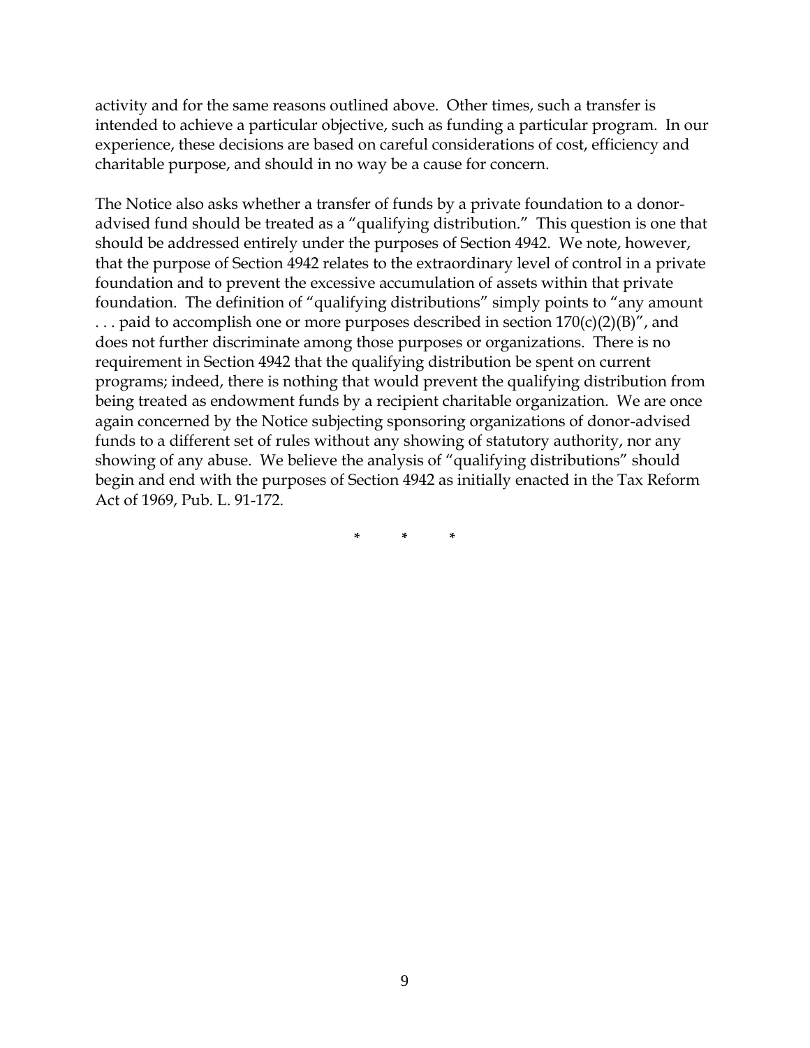activity and for the same reasons outlined above. Other times, such a transfer is intended to achieve a particular objective, such as funding a particular program. In our experience, these decisions are based on careful considerations of cost, efficiency and charitable purpose, and should in no way be a cause for concern.

The Notice also asks whether a transfer of funds by a private foundation to a donor-advised fund should be treated as a "qualifying distribution." This question is one that should be addressed entirely under the purposes of Section 4942. We note, however, that the purpose of Section 4942 relates to the extraordinary level of control in a private foundation and to prevent the excessive accumulation of assets within that private foundation. The definition of "qualifying distributions" simply points to "any amount . . . paid to accomplish one or more purposes described in section 170(c)(2)(B)", and does not further discriminate among those purposes or organizations. There is no requirement in Section 4942 that the qualifying distribution be spent on current programs; indeed, there is nothing that would prevent the qualifying distribution from being treated as endowment funds by a recipient charitable organization. We are once again concerned by the Notice subjecting sponsoring organizations of donor-advised funds to a different set of rules without any showing of statutory authority, nor any showing of any abuse. We believe the analysis of "qualifying distributions" should begin and end with the purposes of Section 4942 as initially enacted in the Tax Reform Act of 1969, Pub. L. 91-172.

\*　　\*　　\*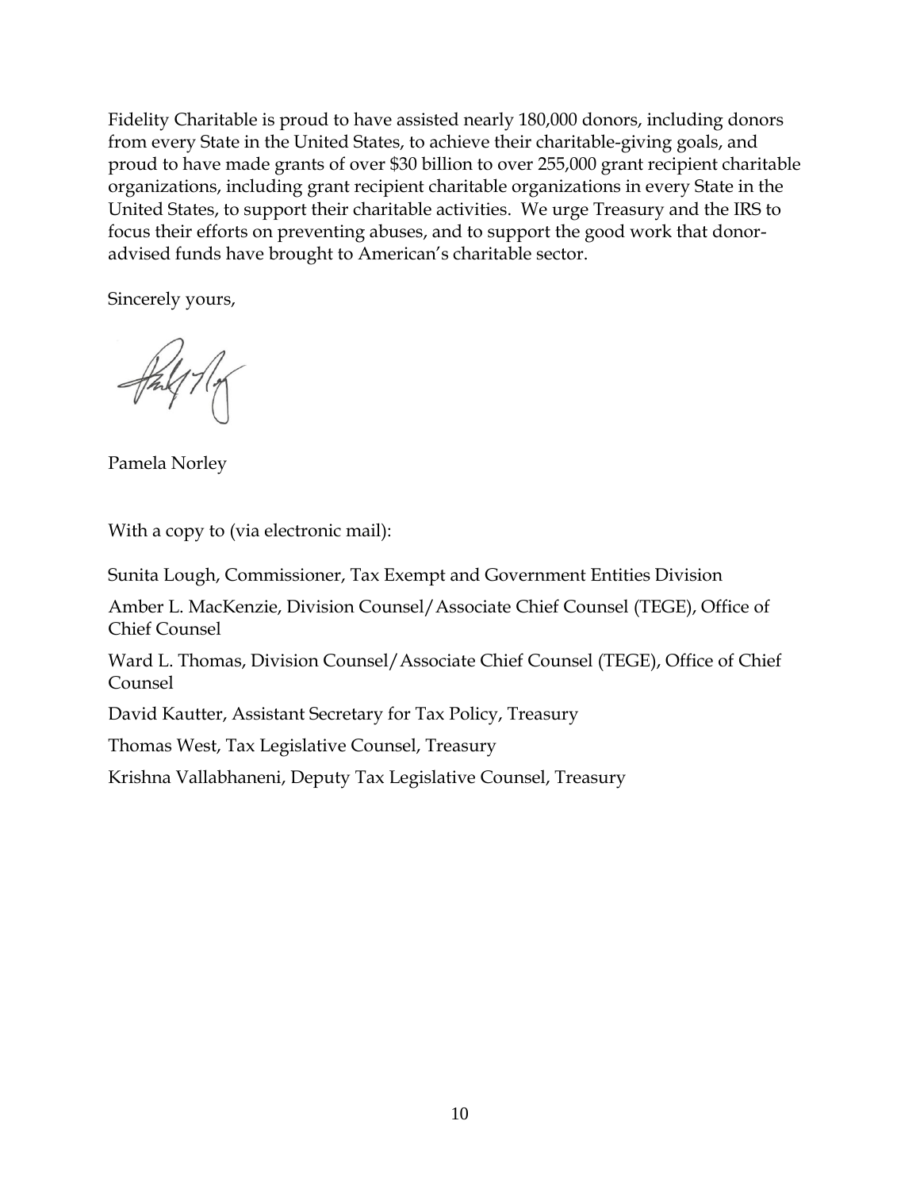Fidelity Charitable is proud to have assisted nearly 180,000 donors, including donors from every State in the United States, to achieve their charitable-giving goals, and proud to have made grants of over $30 billion to over 255,000 grant recipient charitable organizations, including grant recipient charitable organizations in every State in the United States, to support their charitable activities. We urge Treasury and the IRS to focus their efforts on preventing abuses, and to support the good work that donor-advised funds have brought to American's charitable sector.

Sincerely yours,

Pamela Norley

With a copy to (via electronic mail):

Sunita Lough, Commissioner, Tax Exempt and Government Entities Division

Amber L. MacKenzie, Division Counsel/Associate Chief Counsel (TEGE), Office of Chief Counsel

Ward L. Thomas, Division Counsel/Associate Chief Counsel (TEGE), Office of Chief Counsel

David Kautter, Assistant Secretary for Tax Policy, Treasury

Thomas West, Tax Legislative Counsel, Treasury

Krishna Vallabhaneni, Deputy Tax Legislative Counsel, Treasury